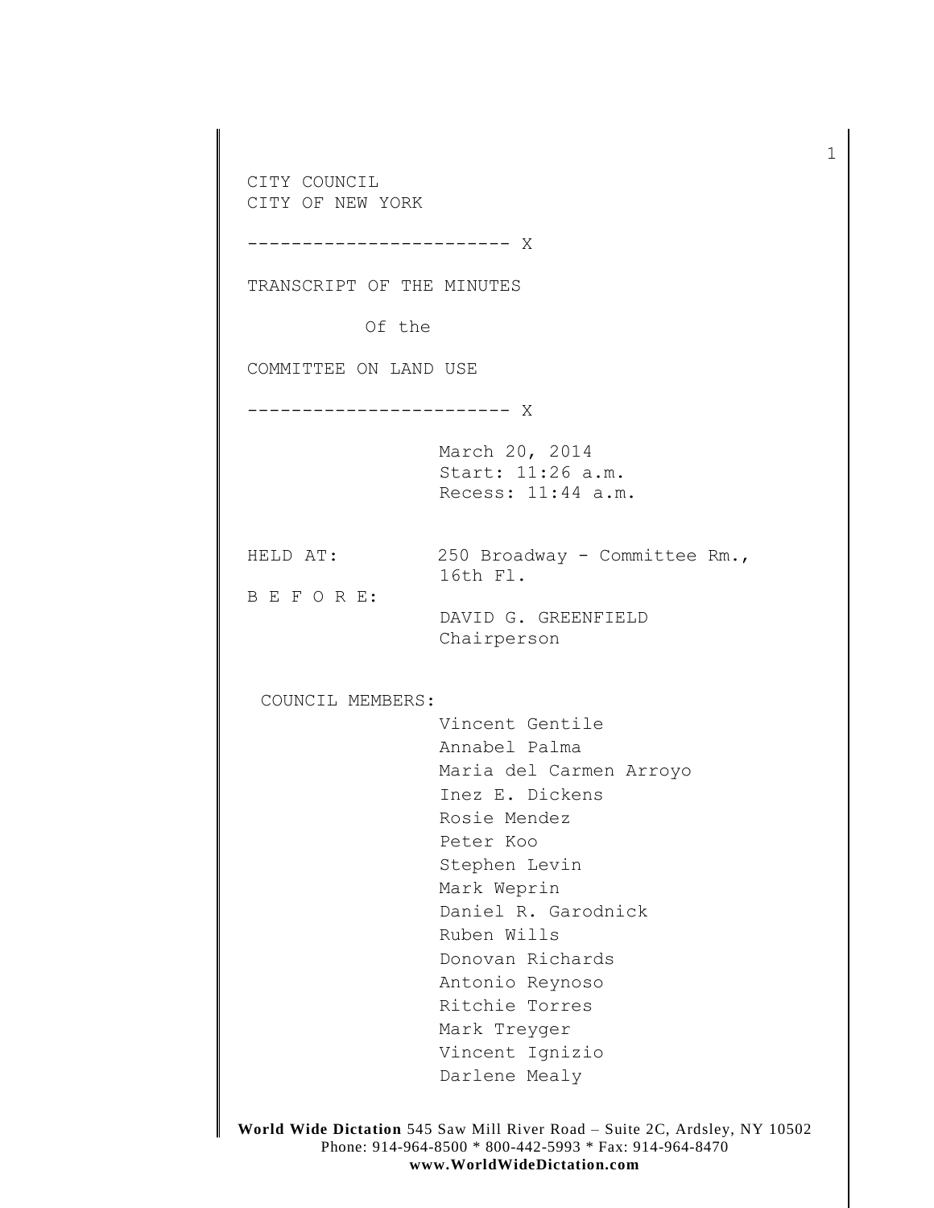CITY COUNCIL
CITY OF NEW YORK

------------------------ X

TRANSCRIPT OF THE MINUTES

Of the

COMMITTEE ON LAND USE

------------------------ X

March 20, 2014
Start: 11:26 a.m.
Recess: 11:44 a.m.

HELD AT: 250 Broadway - Committee Rm., 16th Fl.

B E F O R E:

DAVID G. GREENFIELD
Chairperson

COUNCIL MEMBERS:

Vincent Gentile
Annabel Palma
Maria del Carmen Arroyo
Inez E. Dickens
Rosie Mendez
Peter Koo
Stephen Levin
Mark Weprin
Daniel R. Garodnick
Ruben Wills
Donovan Richards
Antonio Reynoso
Ritchie Torres
Mark Treyger
Vincent Ignizio
Darlene Mealy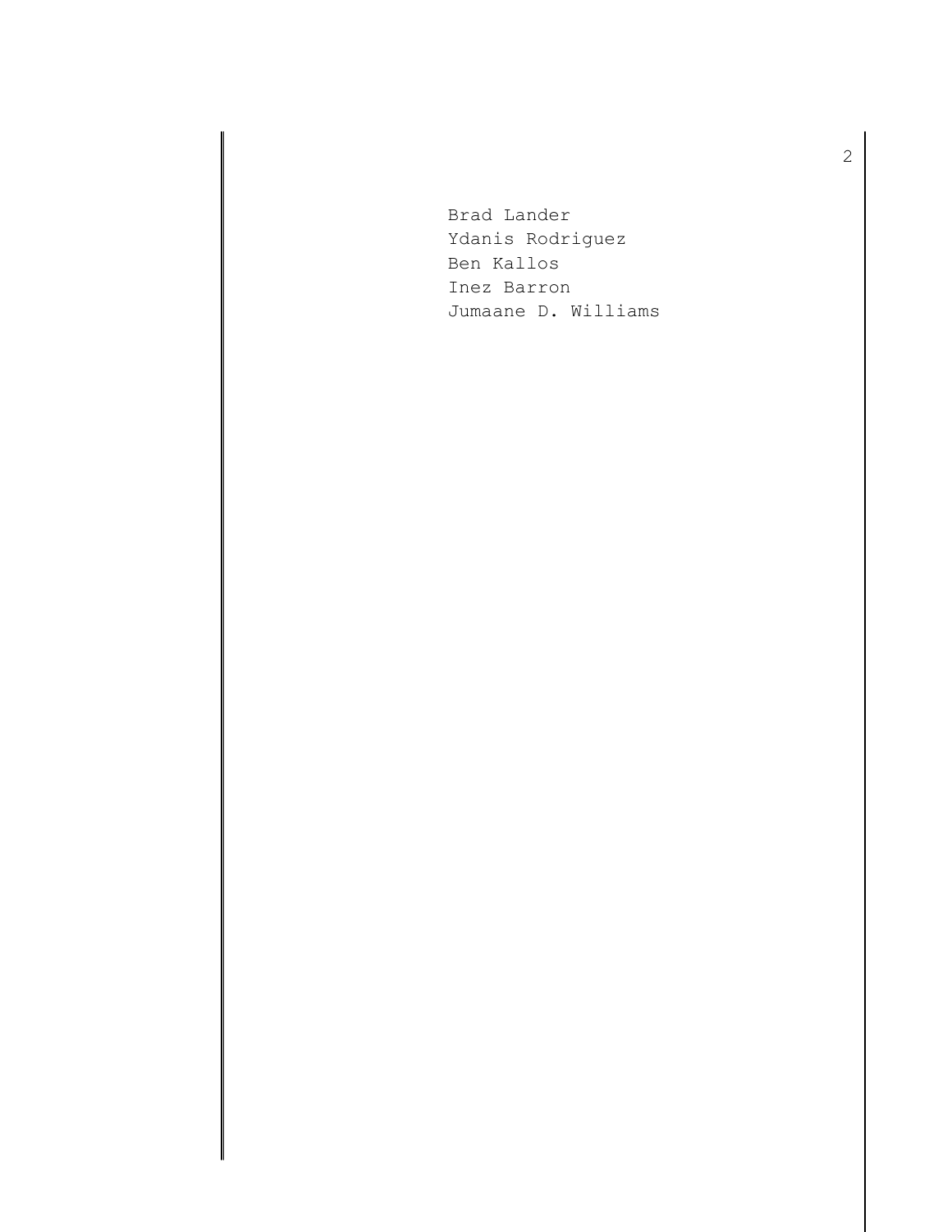Brad Lander
Ydanis Rodriguez
Ben Kallos
Inez Barron
Jumaane D. Williams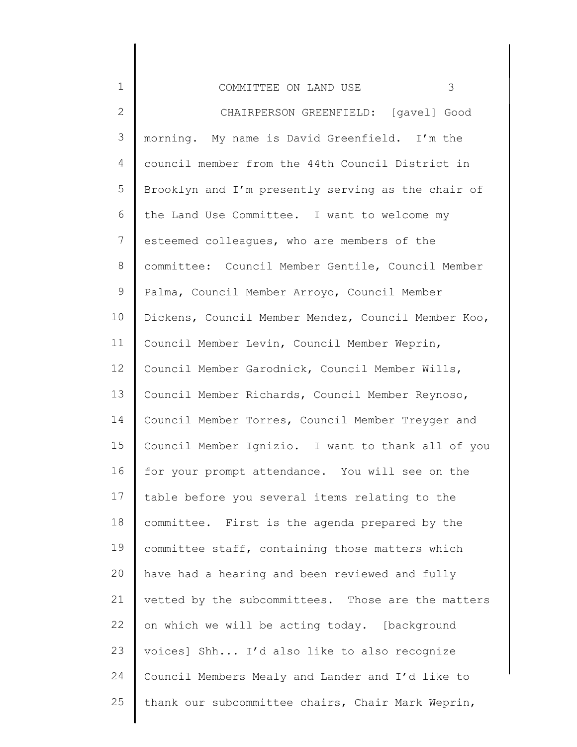CHAIRPERSON GREENFIELD: [gavel] Good morning. My name is David Greenfield. I'm the council member from the 44th Council District in Brooklyn and I'm presently serving as the chair of the Land Use Committee. I want to welcome my esteemed colleagues, who are members of the committee: Council Member Gentile, Council Member Palma, Council Member Arroyo, Council Member Dickens, Council Member Mendez, Council Member Koo, Council Member Levin, Council Member Weprin, Council Member Garodnick, Council Member Wills, Council Member Richards, Council Member Reynoso, Council Member Torres, Council Member Treyger and Council Member Ignizio. I want to thank all of you for your prompt attendance. You will see on the table before you several items relating to the committee. First is the agenda prepared by the committee staff, containing those matters which have had a hearing and been reviewed and fully vetted by the subcommittees. Those are the matters on which we will be acting today. [background voices] Shh... I'd also like to also recognize Council Members Mealy and Lander and I'd like to thank our subcommittee chairs, Chair Mark Weprin,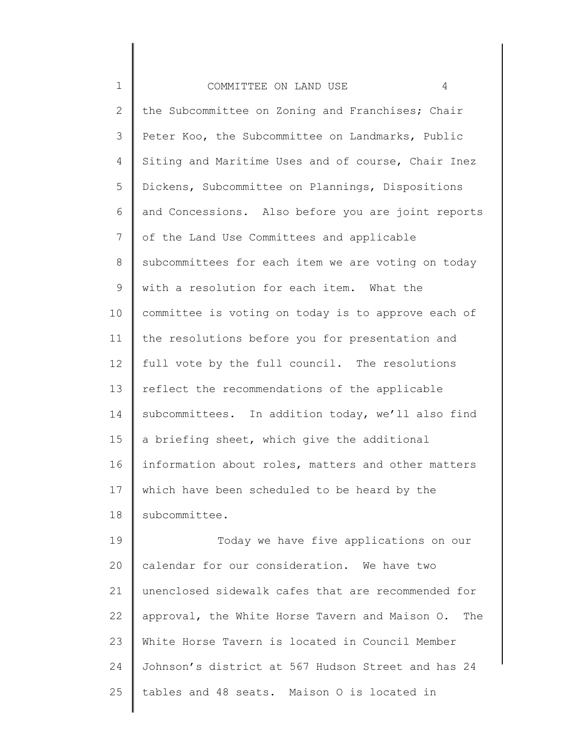the Subcommittee on Zoning and Franchises; Chair Peter Koo, the Subcommittee on Landmarks, Public Siting and Maritime Uses and of course, Chair Inez Dickens, Subcommittee on Plannings, Dispositions and Concessions. Also before you are joint reports of the Land Use Committees and applicable subcommittees for each item we are voting on today with a resolution for each item. What the committee is voting on today is to approve each of the resolutions before you for presentation and full vote by the full council. The resolutions reflect the recommendations of the applicable subcommittees. In addition today, we'll also find a briefing sheet, which give the additional information about roles, matters and other matters which have been scheduled to be heard by the subcommittee.

Today we have five applications on our calendar for our consideration. We have two unenclosed sidewalk cafes that are recommended for approval, the White Horse Tavern and Maison O. The White Horse Tavern is located in Council Member Johnson's district at 567 Hudson Street and has 24 tables and 48 seats. Maison O is located in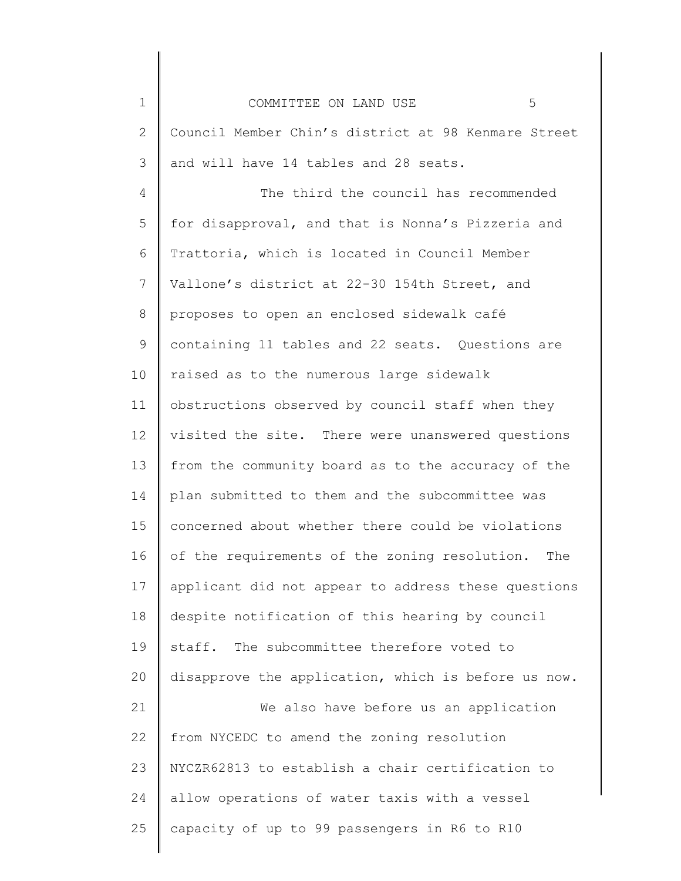Council Member Chin's district at 98 Kenmare Street and will have 14 tables and 28 seats.

The third the council has recommended for disapproval, and that is Nonna's Pizzeria and Trattoria, which is located in Council Member Vallone's district at 22-30 154th Street, and proposes to open an enclosed sidewalk café containing 11 tables and 22 seats. Questions are raised as to the numerous large sidewalk obstructions observed by council staff when they visited the site. There were unanswered questions from the community board as to the accuracy of the plan submitted to them and the subcommittee was concerned about whether there could be violations of the requirements of the zoning resolution. The applicant did not appear to address these questions despite notification of this hearing by council staff. The subcommittee therefore voted to disapprove the application, which is before us now.

We also have before us an application from NYCEDC to amend the zoning resolution NYCZR62813 to establish a chair certification to allow operations of water taxis with a vessel capacity of up to 99 passengers in R6 to R10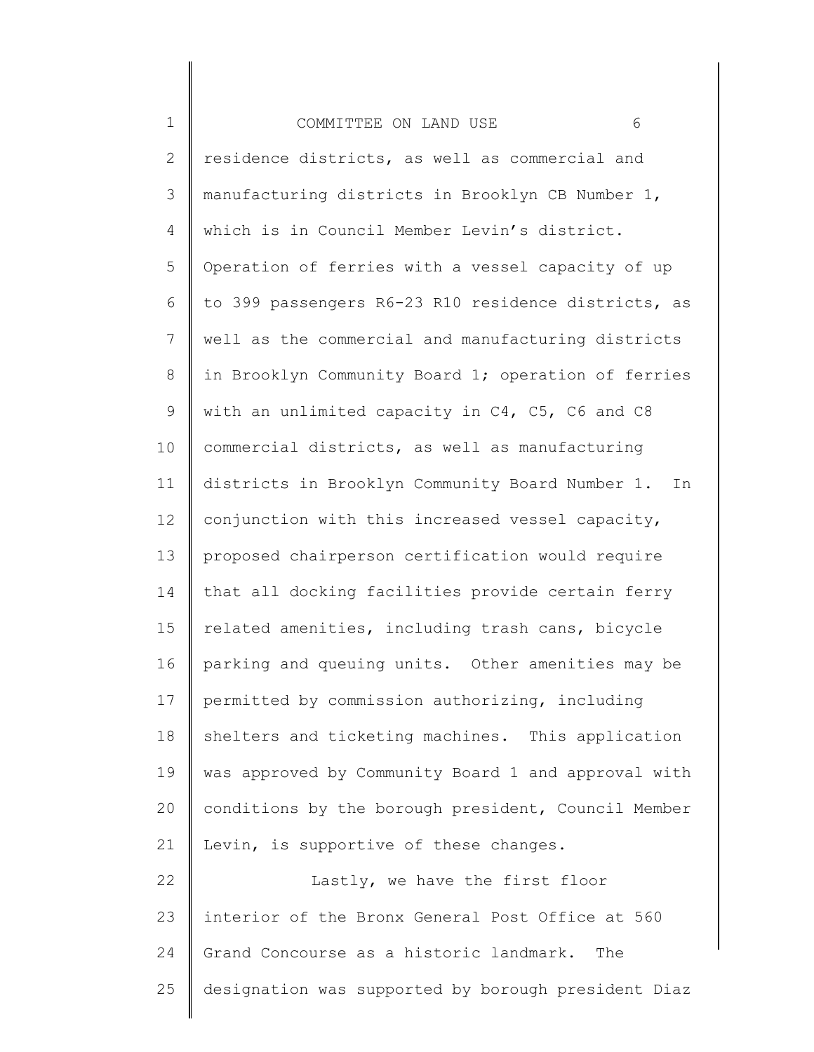residence districts, as well as commercial and manufacturing districts in Brooklyn CB Number 1, which is in Council Member Levin's district. Operation of ferries with a vessel capacity of up to 399 passengers R6-23 R10 residence districts, as well as the commercial and manufacturing districts in Brooklyn Community Board 1; operation of ferries with an unlimited capacity in C4, C5, C6 and C8 commercial districts, as well as manufacturing districts in Brooklyn Community Board Number 1. In conjunction with this increased vessel capacity, proposed chairperson certification would require that all docking facilities provide certain ferry related amenities, including trash cans, bicycle parking and queuing units. Other amenities may be permitted by commission authorizing, including shelters and ticketing machines. This application was approved by Community Board 1 and approval with conditions by the borough president, Council Member Levin, is supportive of these changes.

Lastly, we have the first floor interior of the Bronx General Post Office at 560 Grand Concourse as a historic landmark. The designation was supported by borough president Diaz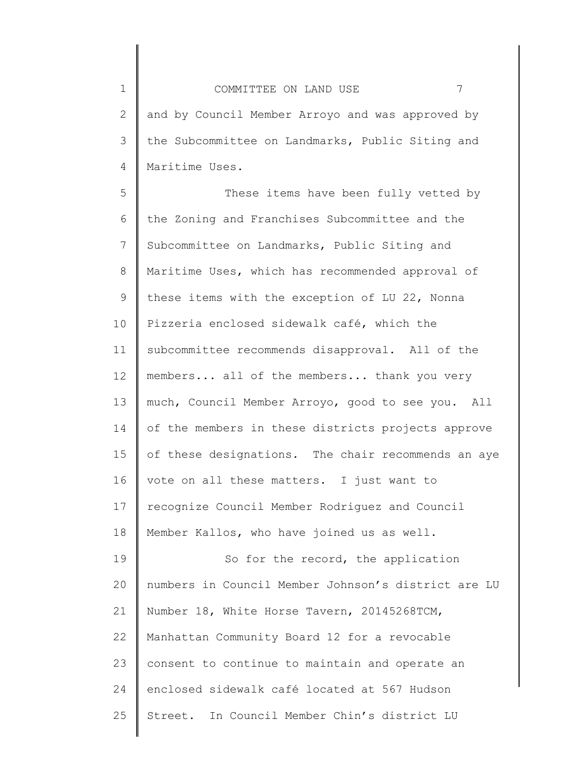and by Council Member Arroyo and was approved by the Subcommittee on Landmarks, Public Siting and Maritime Uses.

These items have been fully vetted by the Zoning and Franchises Subcommittee and the Subcommittee on Landmarks, Public Siting and Maritime Uses, which has recommended approval of these items with the exception of LU 22, Nonna Pizzeria enclosed sidewalk café, which the subcommittee recommends disapproval. All of the members... all of the members... thank you very much, Council Member Arroyo, good to see you. All of the members in these districts projects approve of these designations. The chair recommends an aye vote on all these matters. I just want to recognize Council Member Rodriguez and Council Member Kallos, who have joined us as well.

So for the record, the application numbers in Council Member Johnson's district are LU Number 18, White Horse Tavern, 20145268TCM, Manhattan Community Board 12 for a revocable consent to continue to maintain and operate an enclosed sidewalk café located at 567 Hudson Street. In Council Member Chin's district LU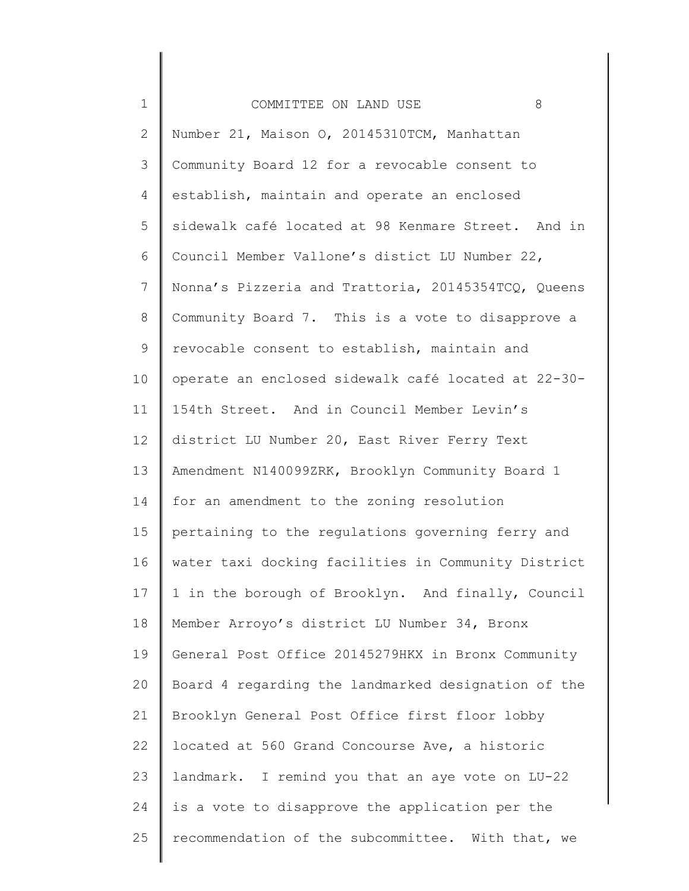Number 21, Maison O, 20145310TCM, Manhattan Community Board 12 for a revocable consent to establish, maintain and operate an enclosed sidewalk café located at 98 Kenmare Street. And in Council Member Vallone's distict LU Number 22, Nonna's Pizzeria and Trattoria, 20145354TCQ, Queens Community Board 7. This is a vote to disapprove a revocable consent to establish, maintain and operate an enclosed sidewalk café located at 22-30-154th Street. And in Council Member Levin's district LU Number 20, East River Ferry Text Amendment N140099ZRK, Brooklyn Community Board 1 for an amendment to the zoning resolution pertaining to the regulations governing ferry and water taxi docking facilities in Community District 1 in the borough of Brooklyn. And finally, Council Member Arroyo's district LU Number 34, Bronx General Post Office 20145279HKX in Bronx Community Board 4 regarding the landmarked designation of the Brooklyn General Post Office first floor lobby located at 560 Grand Concourse Ave, a historic landmark. I remind you that an aye vote on LU-22 is a vote to disapprove the application per the recommendation of the subcommittee. With that, we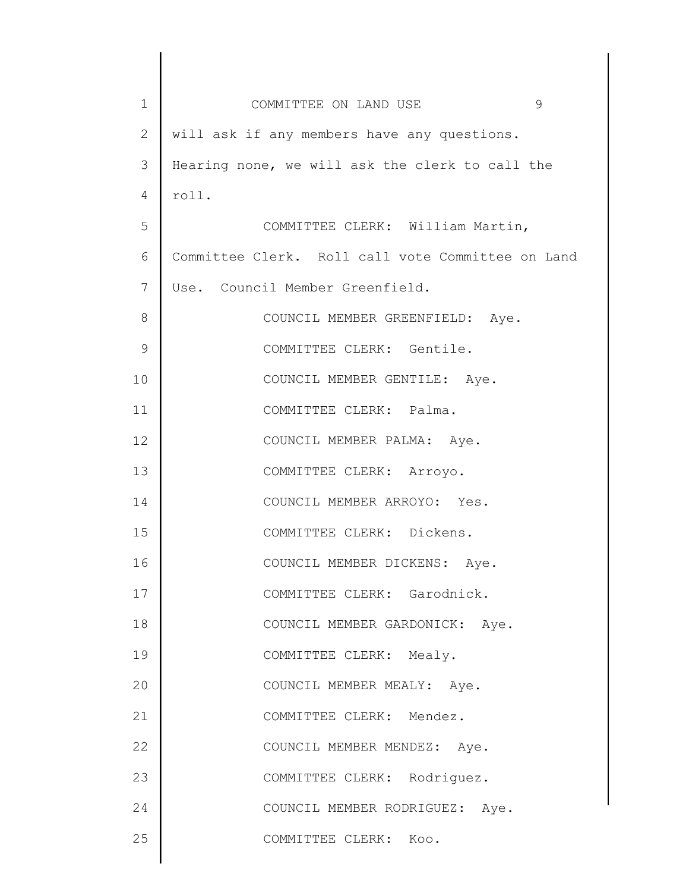will ask if any members have any questions. Hearing none, we will ask the clerk to call the roll.

COMMITTEE CLERK: William Martin, Committee Clerk. Roll call vote Committee on Land Use. Council Member Greenfield.

COUNCIL MEMBER GREENFIELD: Aye.

COMMITTEE CLERK: Gentile.

COUNCIL MEMBER GENTILE: Aye.

COMMITTEE CLERK: Palma.

COUNCIL MEMBER PALMA: Aye.

COMMITTEE CLERK: Arroyo.

COUNCIL MEMBER ARROYO: Yes.

COMMITTEE CLERK: Dickens.

COUNCIL MEMBER DICKENS: Aye.

COMMITTEE CLERK: Garodnick.

COUNCIL MEMBER GARDONICK: Aye.

COMMITTEE CLERK: Mealy.

COUNCIL MEMBER MEALY: Aye.

COMMITTEE CLERK: Mendez.

COUNCIL MEMBER MENDEZ: Aye.

COMMITTEE CLERK: Rodriguez.

COUNCIL MEMBER RODRIGUEZ: Aye.

COMMITTEE CLERK: Koo.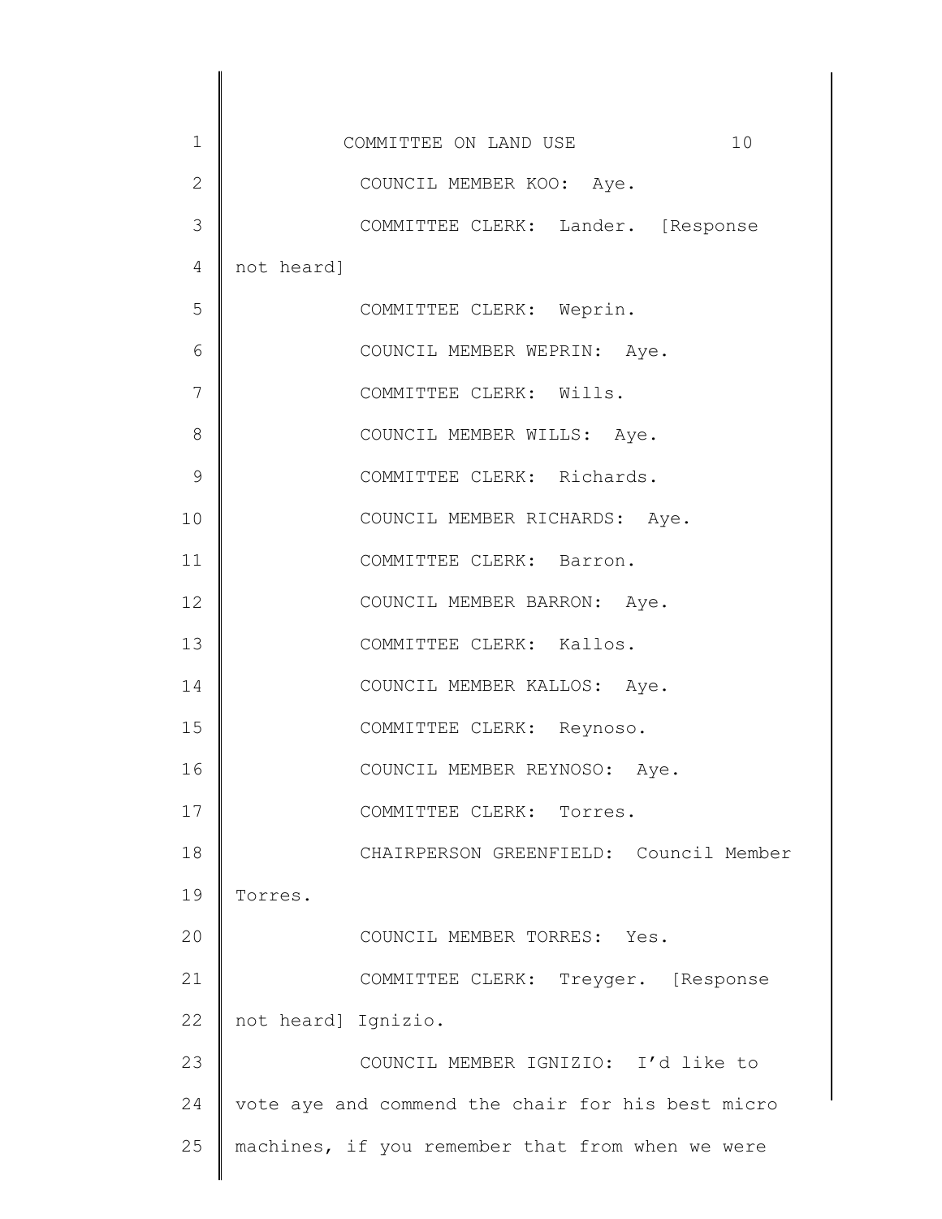COUNCIL MEMBER KOO: Aye.

COMMITTEE CLERK: Lander. [Response not heard]

COMMITTEE CLERK: Weprin.

COUNCIL MEMBER WEPRIN: Aye.

COMMITTEE CLERK: Wills.

COUNCIL MEMBER WILLS: Aye.

COMMITTEE CLERK: Richards.

COUNCIL MEMBER RICHARDS: Aye.

COMMITTEE CLERK: Barron.

COUNCIL MEMBER BARRON: Aye.

COMMITTEE CLERK: Kallos.

COUNCIL MEMBER KALLOS: Aye.

COMMITTEE CLERK: Reynoso.

COUNCIL MEMBER REYNOSO: Aye.

COMMITTEE CLERK: Torres.

CHAIRPERSON GREENFIELD: Council Member Torres.

COUNCIL MEMBER TORRES: Yes.

COMMITTEE CLERK: Treyger. [Response not heard] Ignizio.

COUNCIL MEMBER IGNIZIO: I'd like to vote aye and commend the chair for his best micro machines, if you remember that from when we were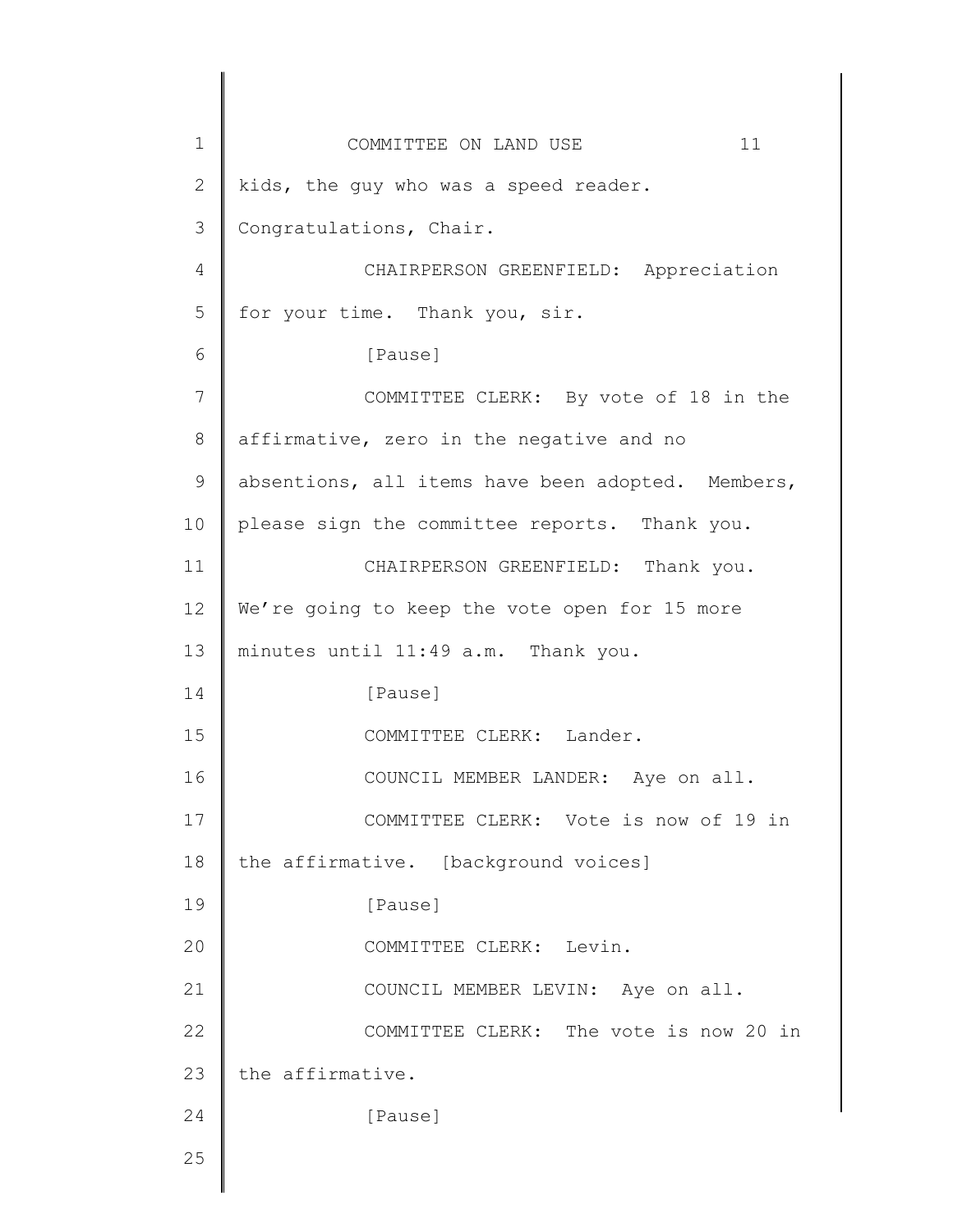kids, the guy who was a speed reader. Congratulations, Chair.

CHAIRPERSON GREENFIELD: Appreciation for your time. Thank you, sir.

[Pause]

COMMITTEE CLERK: By vote of 18 in the affirmative, zero in the negative and no absentions, all items have been adopted. Members, please sign the committee reports. Thank you.

CHAIRPERSON GREENFIELD: Thank you. We're going to keep the vote open for 15 more minutes until 11:49 a.m. Thank you.

[Pause]

COMMITTEE CLERK: Lander.

COUNCIL MEMBER LANDER: Aye on all.

COMMITTEE CLERK: Vote is now of 19 in the affirmative. [background voices]

[Pause]

COMMITTEE CLERK: Levin.

COUNCIL MEMBER LEVIN: Aye on all.

COMMITTEE CLERK: The vote is now 20 in the affirmative.

[Pause]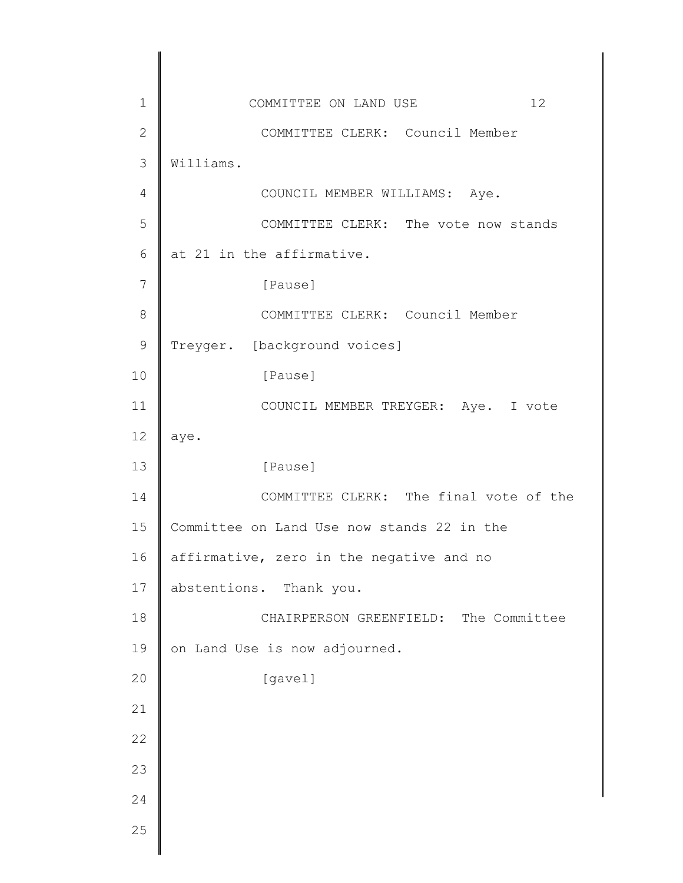COMMITTEE CLERK: Council Member Williams.

COUNCIL MEMBER WILLIAMS: Aye.

COMMITTEE CLERK: The vote now stands at 21 in the affirmative.

[Pause]

COMMITTEE CLERK: Council Member Treyger. [background voices]

[Pause]

COUNCIL MEMBER TREYGER: Aye. I vote aye.

[Pause]

COMMITTEE CLERK: The final vote of the Committee on Land Use now stands 22 in the affirmative, zero in the negative and no abstentions. Thank you.

CHAIRPERSON GREENFIELD: The Committee on Land Use is now adjourned.

[gavel]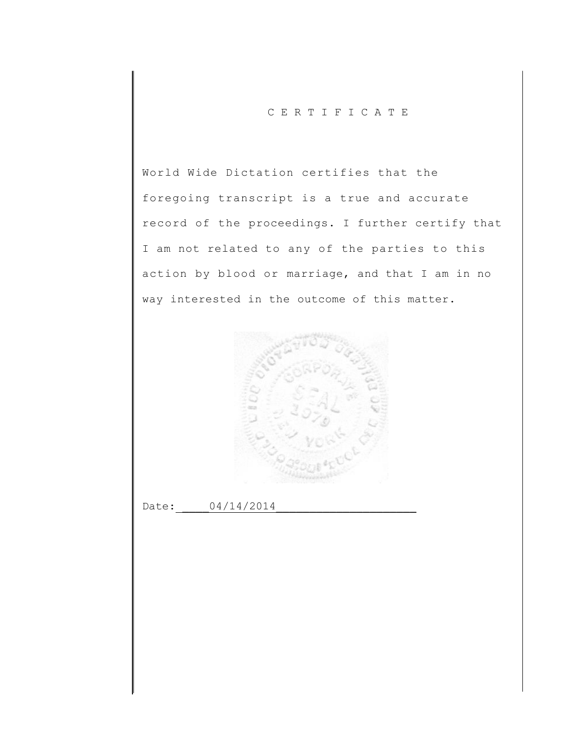# C E R T I F I C A T E

World Wide Dictation certifies that the foregoing transcript is a true and accurate record of the proceedings. I further certify that I am not related to any of the parties to this action by blood or marriage, and that I am in no way interested in the outcome of this matter.

Date: 04/14/2014